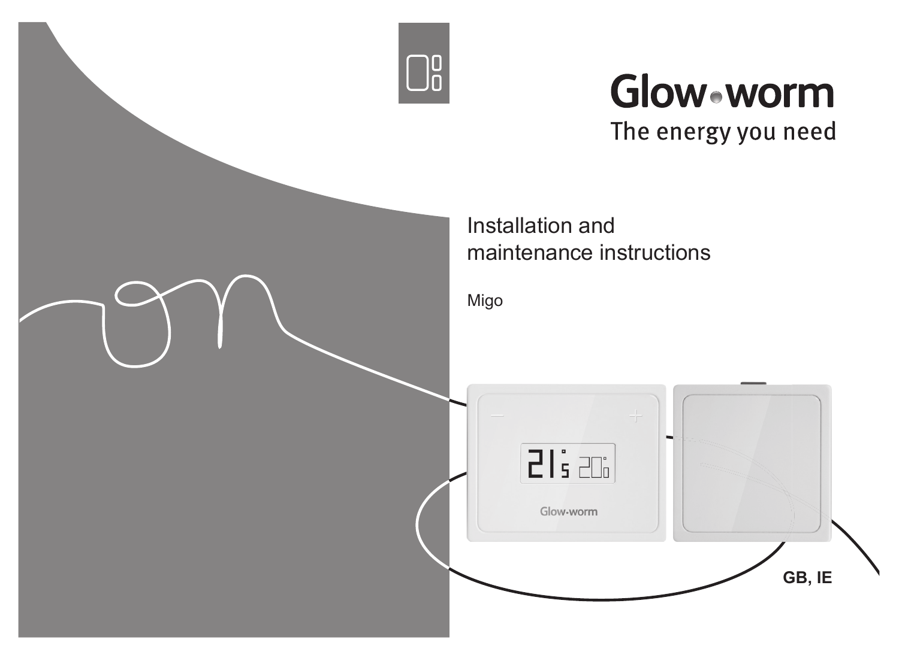Glow-worm

The energy you need

# Installation and maintenance instructions

Migo

GB, IE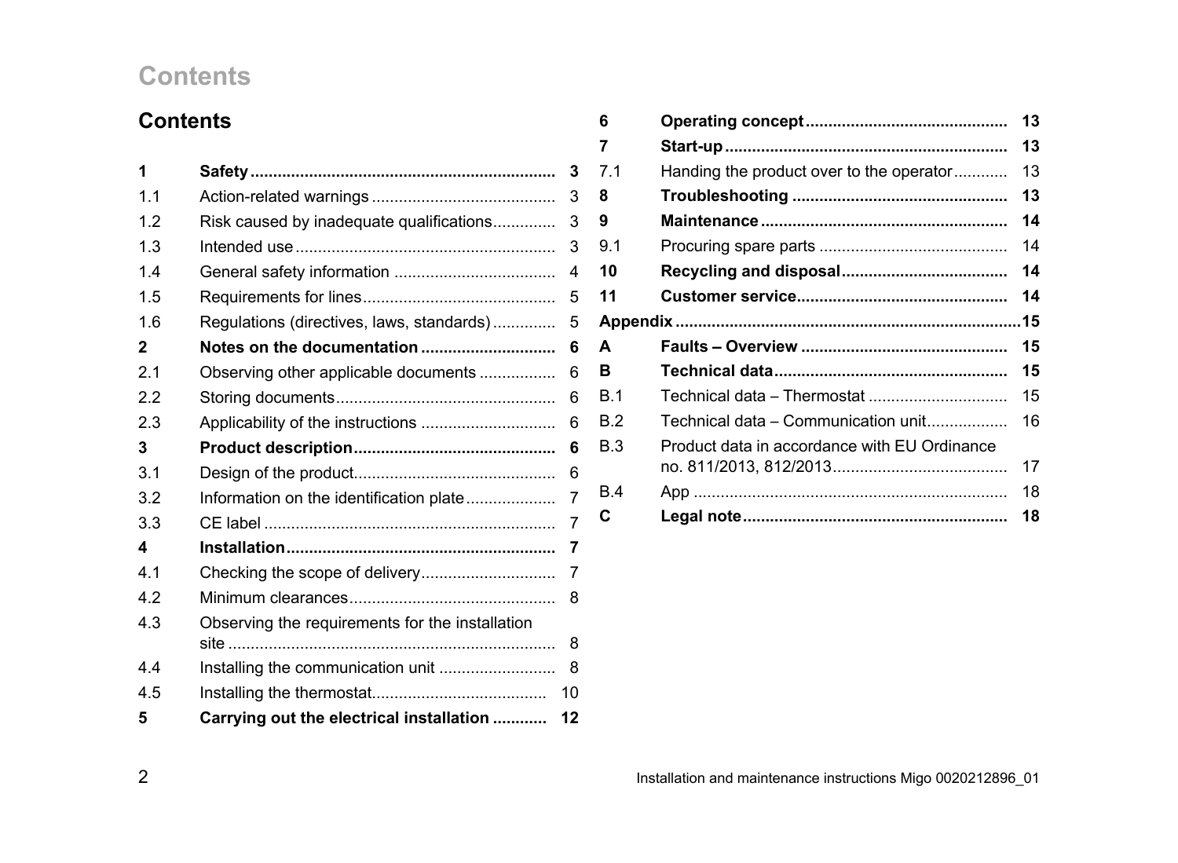# Contents

## Contents

| | | |
|---|---|---|
| **1** | **Safety** | **3** |
| 1.1 | Action-related warnings | 3 |
| 1.2 | Risk caused by inadequate qualifications | 3 |
| 1.3 | Intended use | 3 |
| 1.4 | General safety information | 4 |
| 1.5 | Requirements for lines | 5 |
| 1.6 | Regulations (directives, laws, standards) | 5 |
| **2** | **Notes on the documentation** | **6** |
| 2.1 | Observing other applicable documents | 6 |
| 2.2 | Storing documents | 6 |
| 2.3 | Applicability of the instructions | 6 |
| **3** | **Product description** | **6** |
| 3.1 | Design of the product | 6 |
| 3.2 | Information on the identification plate | 7 |
| 3.3 | CE label | 7 |
| **4** | **Installation** | **7** |
| 4.1 | Checking the scope of delivery | 7 |
| 4.2 | Minimum clearances | 8 |
| 4.3 | Observing the requirements for the installation site | 8 |
| 4.4 | Installing the communication unit | 8 |
| 4.5 | Installing the thermostat | 10 |
| **5** | **Carrying out the electrical installation** | **12** |
| **6** | **Operating concept** | **13** |
| **7** | **Start-up** | **13** |
| 7.1 | Handing the product over to the operator | 13 |
| **8** | **Troubleshooting** | **13** |
| **9** | **Maintenance** | **14** |
| 9.1 | Procuring spare parts | 14 |
| **10** | **Recycling and disposal** | **14** |
| **11** | **Customer service** | **14** |
| **Appendix** | | **15** |
| **A** | **Faults – Overview** | **15** |
| **B** | **Technical data** | **15** |
| B.1 | Technical data – Thermostat | 15 |
| B.2 | Technical data – Communication unit | 16 |
| B.3 | Product data in accordance with EU Ordinance no. 811/2013, 812/2013 | 17 |
| B.4 | App | 18 |
| **C** | **Legal note** | **18** |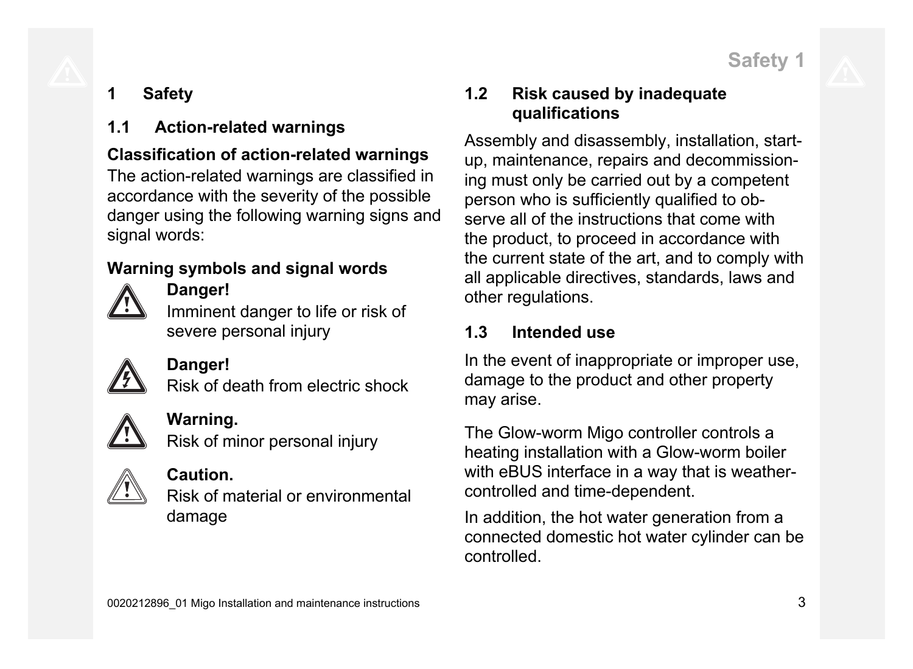# 1 Safety

## 1.1 Action-related warnings

**Classification of action-related warnings**

The action-related warnings are classified in accordance with the severity of the possible danger using the following warning signs and signal words:

**Warning symbols and signal words**

**Danger!**
Imminent danger to life or risk of severe personal injury

**Danger!**
Risk of death from electric shock

**Warning.**
Risk of minor personal injury

**Caution.**
Risk of material or environmental damage

## 1.2 Risk caused by inadequate qualifications

Assembly and disassembly, installation, start-up, maintenance, repairs and decommissioning must only be carried out by a competent person who is sufficiently qualified to observe all of the instructions that come with the product, to proceed in accordance with the current state of the art, and to comply with all applicable directives, standards, laws and other regulations.

## 1.3 Intended use

In the event of inappropriate or improper use, damage to the product and other property may arise.

The Glow-worm Migo controller controls a heating installation with a Glow-worm boiler with eBUS interface in a way that is weather-controlled and time-dependent.

In addition, the hot water generation from a connected domestic hot water cylinder can be controlled.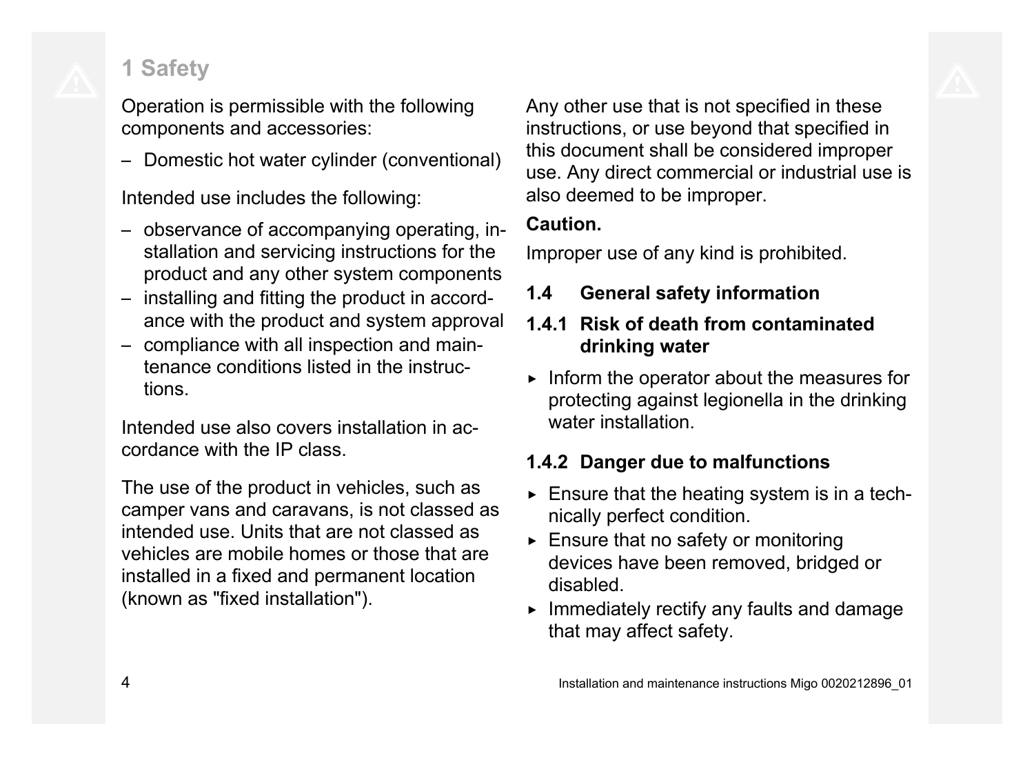# 1 Safety

Operation is permissible with the following components and accessories:

– Domestic hot water cylinder (conventional)

Intended use includes the following:

– observance of accompanying operating, installation and servicing instructions for the product and any other system components
– installing and fitting the product in accordance with the product and system approval
– compliance with all inspection and maintenance conditions listed in the instructions.

Intended use also covers installation in accordance with the IP class.

The use of the product in vehicles, such as camper vans and caravans, is not classed as intended use. Units that are not classed as vehicles are mobile homes or those that are installed in a fixed and permanent location (known as "fixed installation").

Any other use that is not specified in these instructions, or use beyond that specified in this document shall be considered improper use. Any direct commercial or industrial use is also deemed to be improper.

**Caution.**

Improper use of any kind is prohibited.

### 1.4 General safety information

#### 1.4.1 Risk of death from contaminated drinking water

▸ Inform the operator about the measures for protecting against legionella in the drinking water installation.

#### 1.4.2 Danger due to malfunctions

▸ Ensure that the heating system is in a technically perfect condition.
▸ Ensure that no safety or monitoring devices have been removed, bridged or disabled.
▸ Immediately rectify any faults and damage that may affect safety.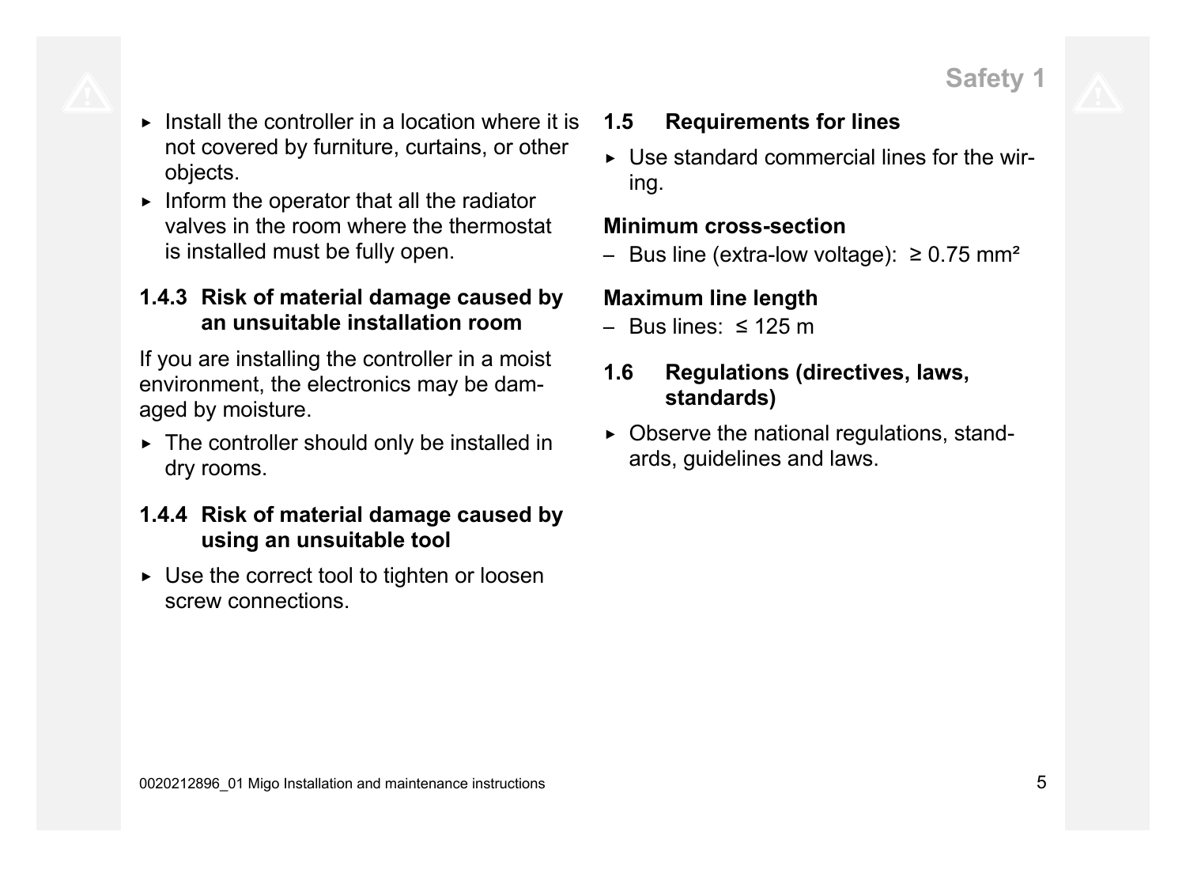- ► Install the controller in a location where it is not covered by furniture, curtains, or other objects.
- ► Inform the operator that all the radiator valves in the room where the thermostat is installed must be fully open.

### 1.4.3 Risk of material damage caused by an unsuitable installation room

If you are installing the controller in a moist environment, the electronics may be damaged by moisture.

- ► The controller should only be installed in dry rooms.

### 1.4.4 Risk of material damage caused by using an unsuitable tool

- ► Use the correct tool to tighten or loosen screw connections.

## 1.5 Requirements for lines

- ► Use standard commercial lines for the wiring.

**Minimum cross-section**

– Bus line (extra-low voltage): ≥ 0.75 mm²

**Maximum line length**

– Bus lines: ≤ 125 m

## 1.6 Regulations (directives, laws, standards)

- ► Observe the national regulations, standards, guidelines and laws.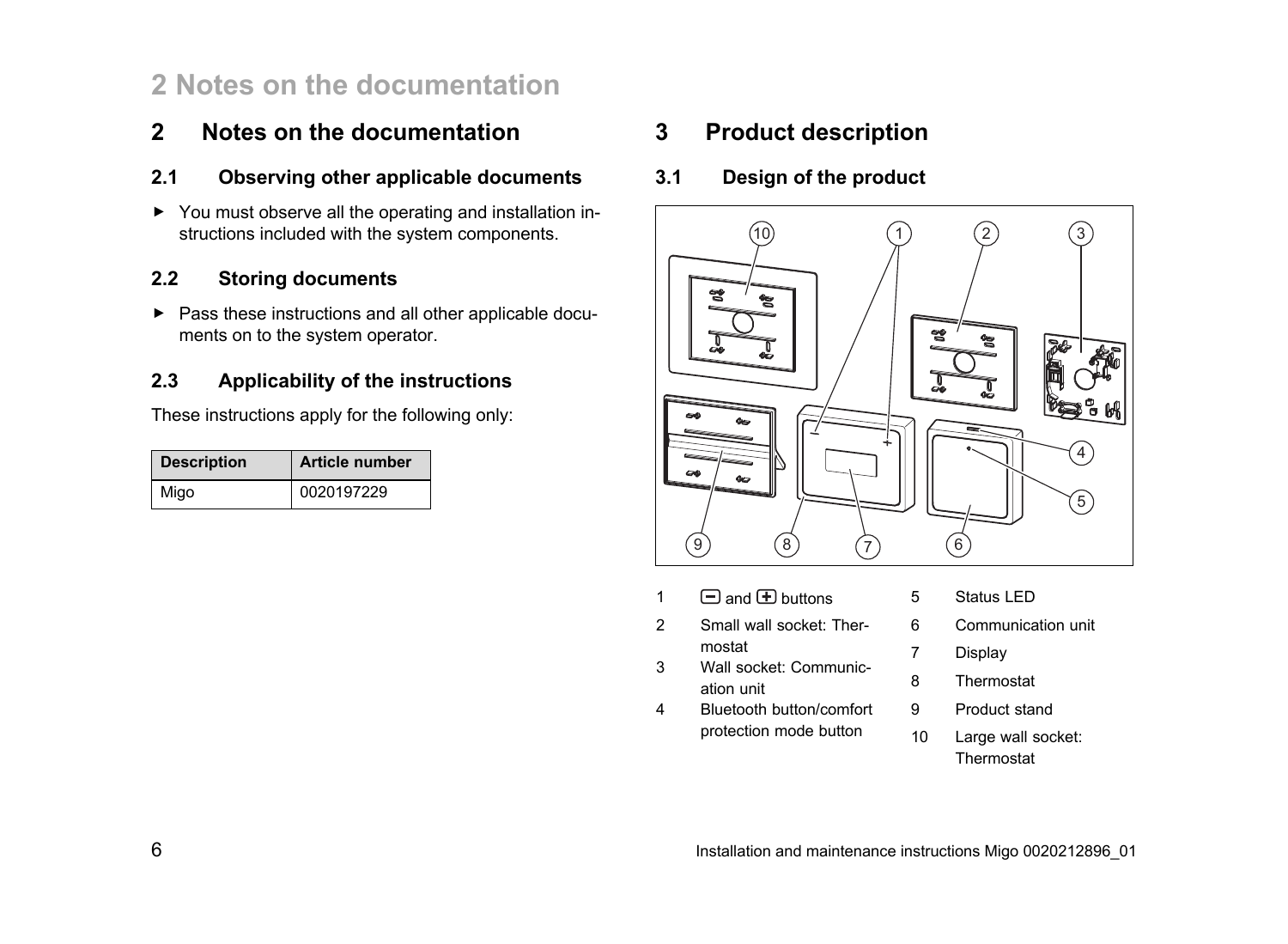## 2 Notes on the documentation

### 2.1 Observing other applicable documents

- You must observe all the operating and installation instructions included with the system components.

### 2.2 Storing documents

- Pass these instructions and all other applicable documents on to the system operator.

### 2.3 Applicability of the instructions

These instructions apply for the following only:

| Description | Article number |
|---|---|
| Migo | 0020197229 |

## 3 Product description

### 3.1 Design of the product

1. ⊟ and ⊞ buttons
2. Small wall socket: Thermostat
3. Wall socket: Communication unit
4. Bluetooth button/comfort protection mode button
5. Status LED
6. Communication unit
7. Display
8. Thermostat
9. Product stand
10. Large wall socket: Thermostat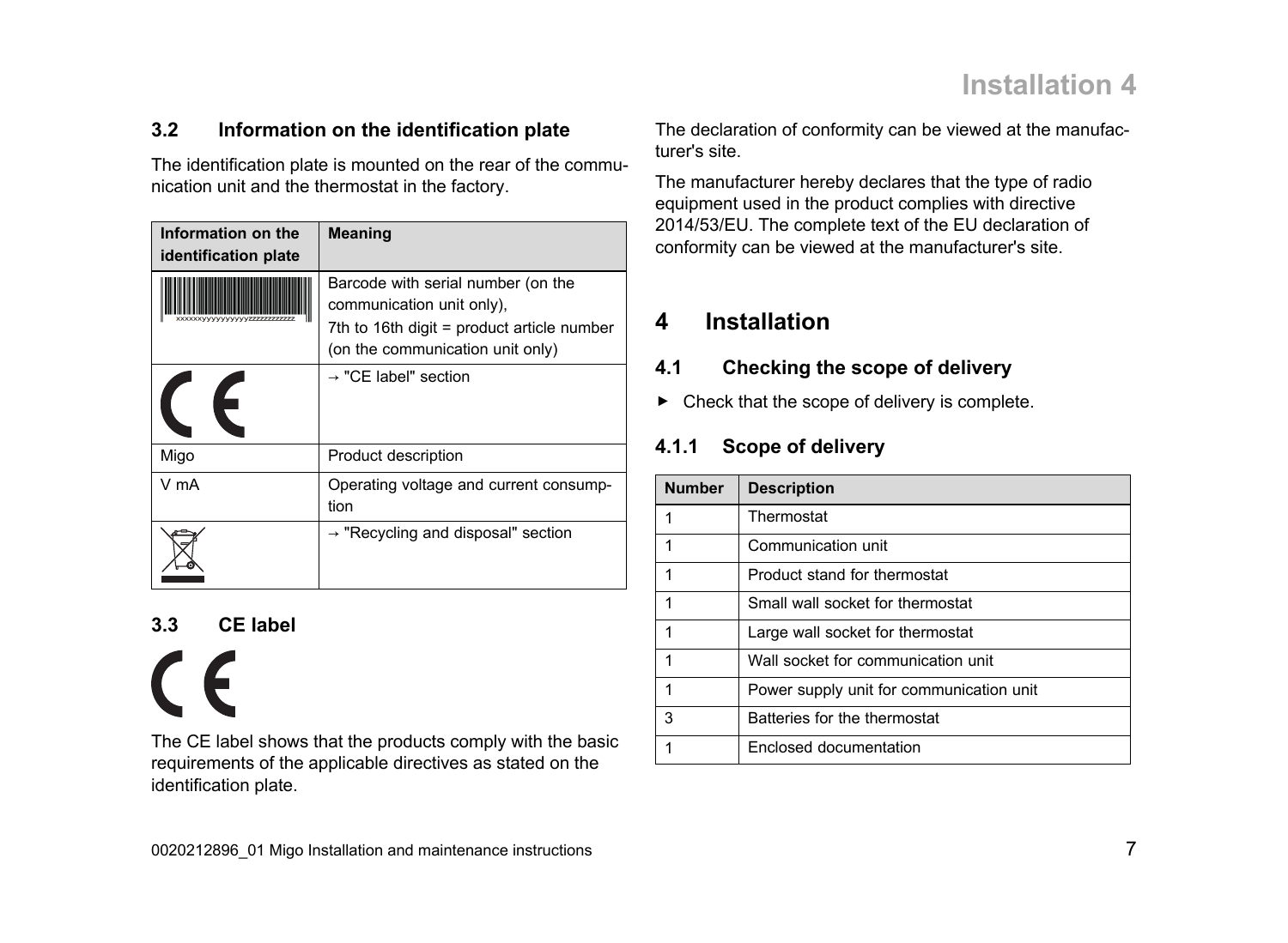## 3.2 Information on the identification plate

The identification plate is mounted on the rear of the communication unit and the thermostat in the factory.

| Information on the identification plate | Meaning |
|---|---|
| xxxxxxyyyyyyyyyyzzzzzzzzzzz | Barcode with serial number (on the communication unit only),<br>7th to 16th digit = product article number (on the communication unit only) |
| CE | → "CE label" section |
| Migo | Product description |
| V mA | Operating voltage and current consumption |
| | → "Recycling and disposal" section |

## 3.3 CE label

CE

The CE label shows that the products comply with the basic requirements of the applicable directives as stated on the identification plate.

The declaration of conformity can be viewed at the manufacturer's site.

The manufacturer hereby declares that the type of radio equipment used in the product complies with directive 2014/53/EU. The complete text of the EU declaration of conformity can be viewed at the manufacturer's site.

# 4 Installation

## 4.1 Checking the scope of delivery

- Check that the scope of delivery is complete.

### 4.1.1 Scope of delivery

| Number | Description |
|---|---|
| 1 | Thermostat |
| 1 | Communication unit |
| 1 | Product stand for thermostat |
| 1 | Small wall socket for thermostat |
| 1 | Large wall socket for thermostat |
| 1 | Wall socket for communication unit |
| 1 | Power supply unit for communication unit |
| 3 | Batteries for the thermostat |
| 1 | Enclosed documentation |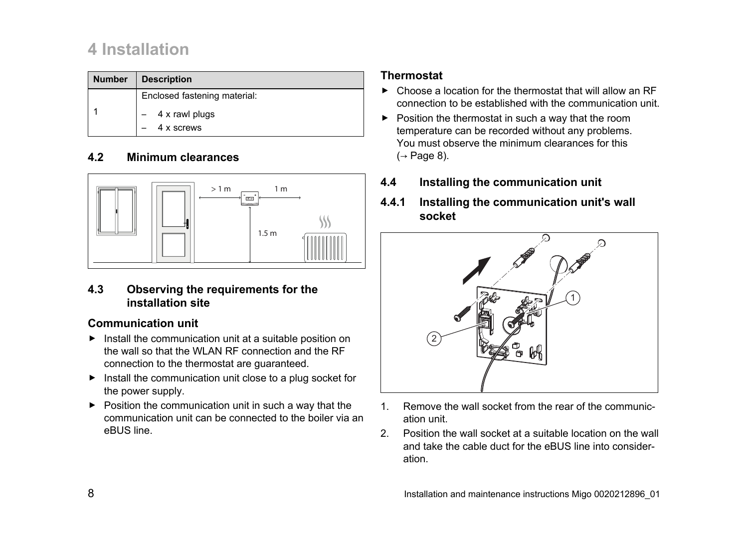# 4 Installation

| Number | Description |
|---|---|
| 1 | Enclosed fastening material:<br>– 4 x rawl plugs<br>– 4 x screws |

## 4.2 Minimum clearances

> 1 m    1 m

1.5 m

## 4.3 Observing the requirements for the installation site

### Communication unit

- Install the communication unit at a suitable position on the wall so that the WLAN RF connection and the RF connection to the thermostat are guaranteed.
- Install the communication unit close to a plug socket for the power supply.
- Position the communication unit in such a way that the communication unit can be connected to the boiler via an eBUS line.

### Thermostat

- Choose a location for the thermostat that will allow an RF connection to be established with the communication unit.
- Position the thermostat in such a way that the room temperature can be recorded without any problems. You must observe the minimum clearances for this (→ Page 8).

## 4.4 Installing the communication unit

### 4.4.1 Installing the communication unit's wall socket

1. Remove the wall socket from the rear of the communication unit.
2. Position the wall socket at a suitable location on the wall and take the cable duct for the eBUS line into consideration.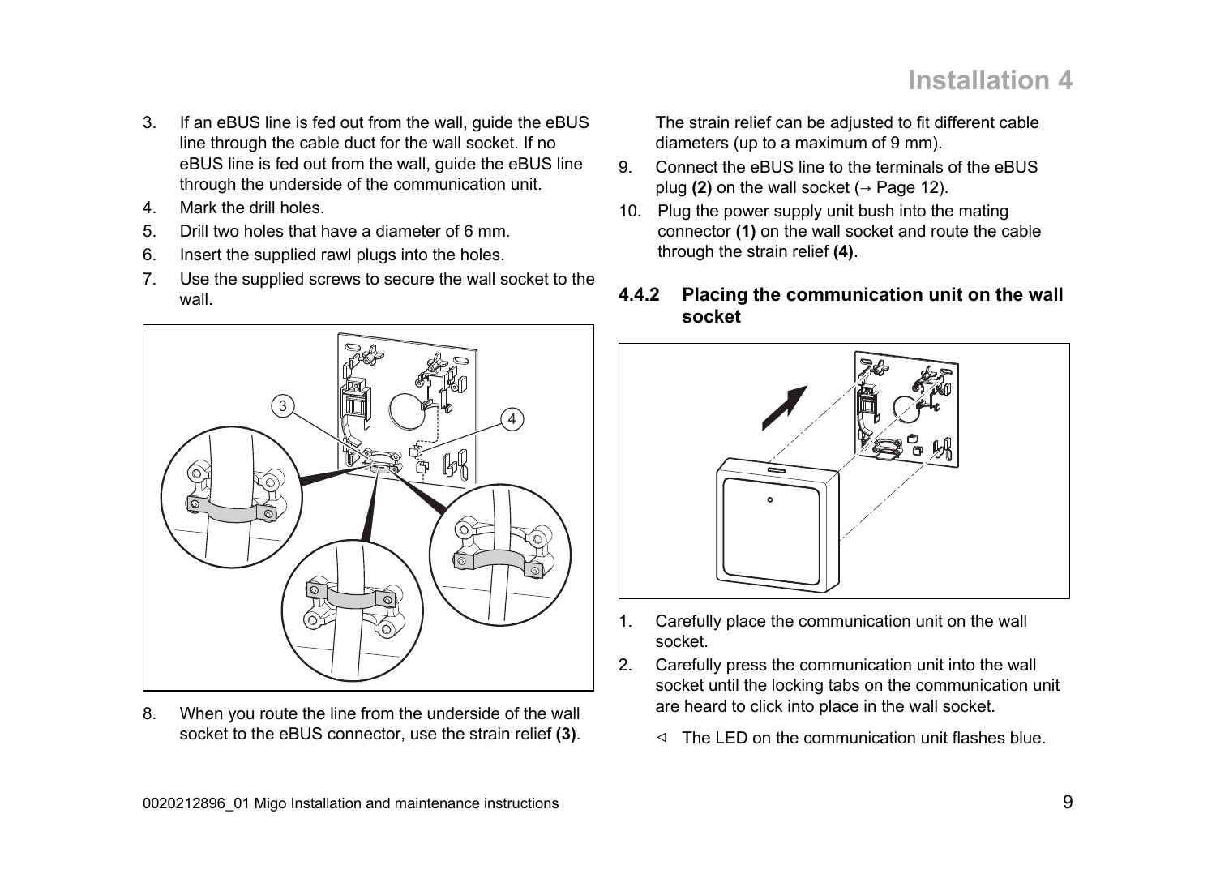3. If an eBUS line is fed out from the wall, guide the eBUS line through the cable duct for the wall socket. If no eBUS line is fed out from the wall, guide the eBUS line through the underside of the communication unit.
4. Mark the drill holes.
5. Drill two holes that have a diameter of 6 mm.
6. Insert the supplied rawl plugs into the holes.
7. Use the supplied screws to secure the wall socket to the wall.
8. When you route the line from the underside of the wall socket to the eBUS connector, use the strain relief **(3)**.

   The strain relief can be adjusted to fit different cable diameters (up to a maximum of 9 mm).
9. Connect the eBUS line to the terminals of the eBUS plug **(2)** on the wall socket (→ Page 12).
10. Plug the power supply unit bush into the mating connector **(1)** on the wall socket and route the cable through the strain relief **(4)**.

### 4.4.2 Placing the communication unit on the wall socket

1. Carefully place the communication unit on the wall socket.
2. Carefully press the communication unit into the wall socket until the locking tabs on the communication unit are heard to click into place in the wall socket.

   ◁ The LED on the communication unit flashes blue.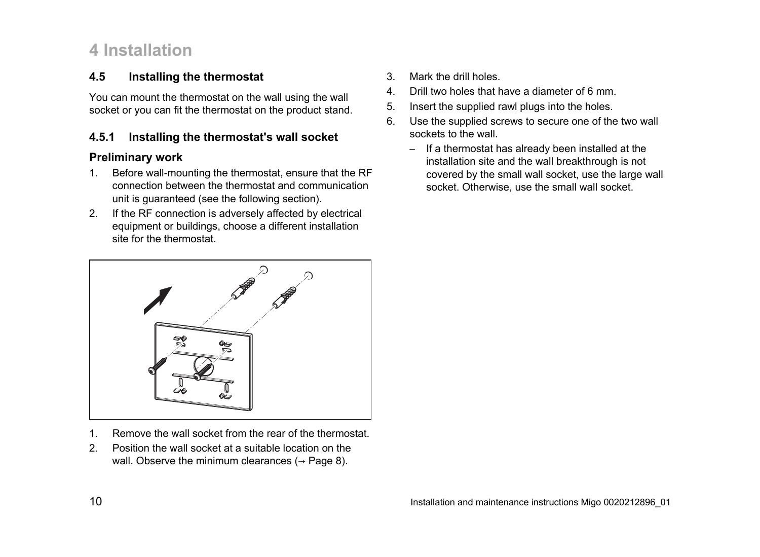# 4 Installation

## 4.5 Installing the thermostat

You can mount the thermostat on the wall using the wall socket or you can fit the thermostat on the product stand.

### 4.5.1 Installing the thermostat's wall socket

#### Preliminary work

1. Before wall-mounting the thermostat, ensure that the RF connection between the thermostat and communication unit is guaranteed (see the following section).
2. If the RF connection is adversely affected by electrical equipment or buildings, choose a different installation site for the thermostat.

1. Remove the wall socket from the rear of the thermostat.
2. Position the wall socket at a suitable location on the wall. Observe the minimum clearances (→ Page 8).
3. Mark the drill holes.
4. Drill two holes that have a diameter of 6 mm.
5. Insert the supplied rawl plugs into the holes.
6. Use the supplied screws to secure one of the two wall sockets to the wall.
   - If a thermostat has already been installed at the installation site and the wall breakthrough is not covered by the small wall socket, use the large wall socket. Otherwise, use the small wall socket.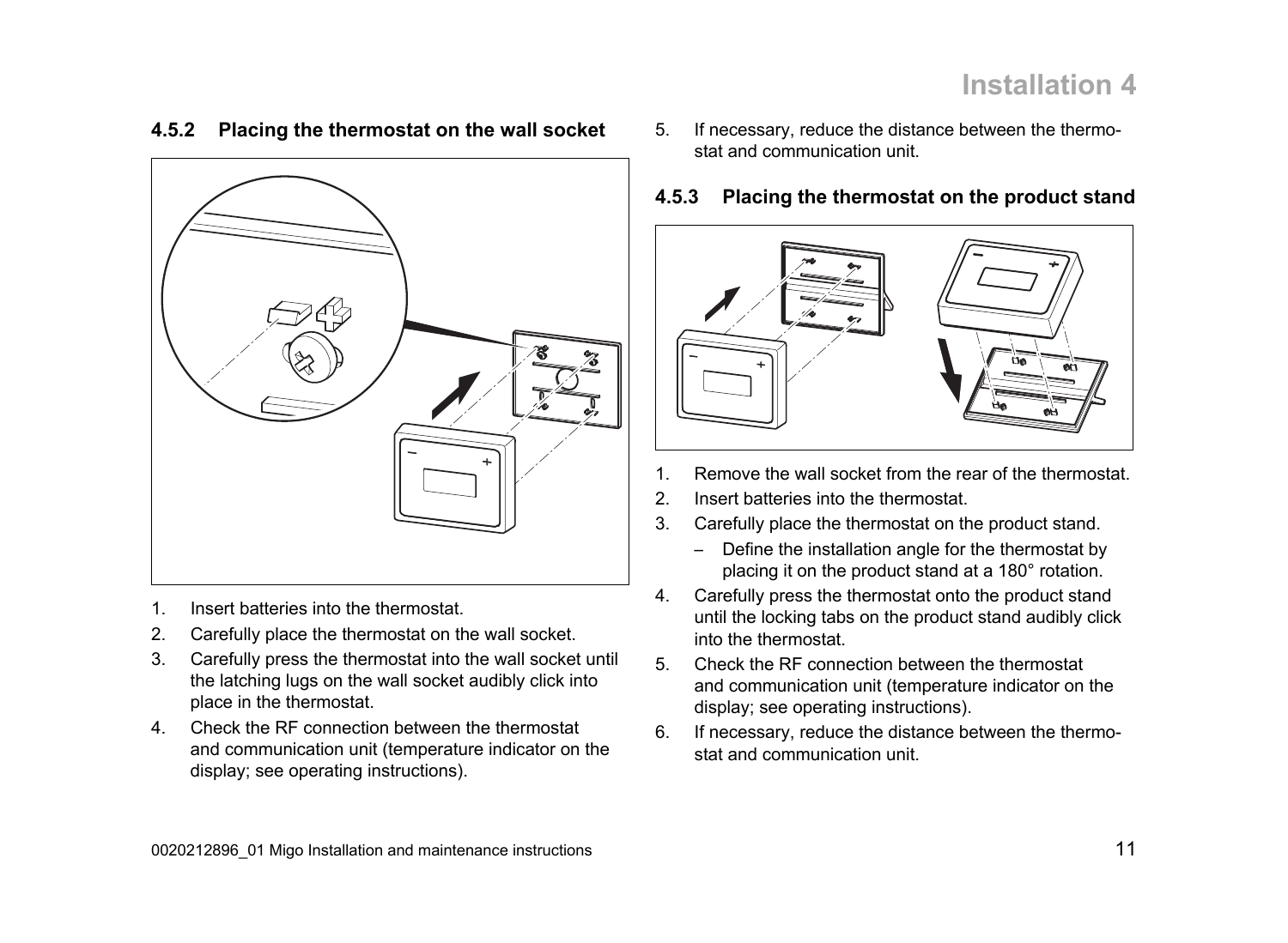### 4.5.2 Placing the thermostat on the wall socket

1. Insert batteries into the thermostat.
2. Carefully place the thermostat on the wall socket.
3. Carefully press the thermostat into the wall socket until the latching lugs on the wall socket audibly click into place in the thermostat.
4. Check the RF connection between the thermostat and communication unit (temperature indicator on the display; see operating instructions).
5. If necessary, reduce the distance between the thermostat and communication unit.

### 4.5.3 Placing the thermostat on the product stand

1. Remove the wall socket from the rear of the thermostat.
2. Insert batteries into the thermostat.
3. Carefully place the thermostat on the product stand.
   – Define the installation angle for the thermostat by placing it on the product stand at a 180° rotation.
4. Carefully press the thermostat onto the product stand until the locking tabs on the product stand audibly click into the thermostat.
5. Check the RF connection between the thermostat and communication unit (temperature indicator on the display; see operating instructions).
6. If necessary, reduce the distance between the thermostat and communication unit.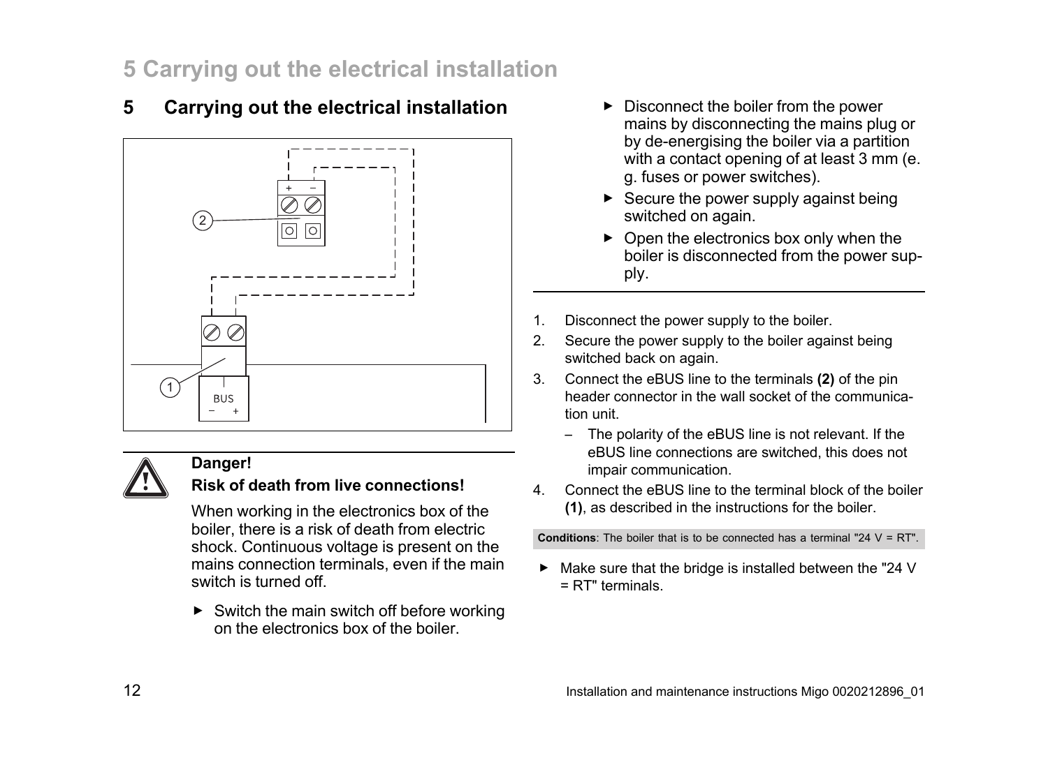# 5 Carrying out the electrical installation

**Danger!**
**Risk of death from live connections!**

When working in the electronics box of the boiler, there is a risk of death from electric shock. Continuous voltage is present on the mains connection terminals, even if the main switch is turned off.

- Switch the main switch off before working on the electronics box of the boiler.
- Disconnect the boiler from the power mains by disconnecting the mains plug or by de-energising the boiler via a partition with a contact opening of at least 3 mm (e. g. fuses or power switches).
- Secure the power supply against being switched on again.
- Open the electronics box only when the boiler is disconnected from the power supply.

1. Disconnect the power supply to the boiler.
2. Secure the power supply to the boiler against being switched back on again.
3. Connect the eBUS line to the terminals **(2)** of the pin header connector in the wall socket of the communication unit.
   - The polarity of the eBUS line is not relevant. If the eBUS line connections are switched, this does not impair communication.
4. Connect the eBUS line to the terminal block of the boiler **(1)**, as described in the instructions for the boiler.

**Conditions**: The boiler that is to be connected has a terminal "24 V = RT".

- Make sure that the bridge is installed between the "24 V = RT" terminals.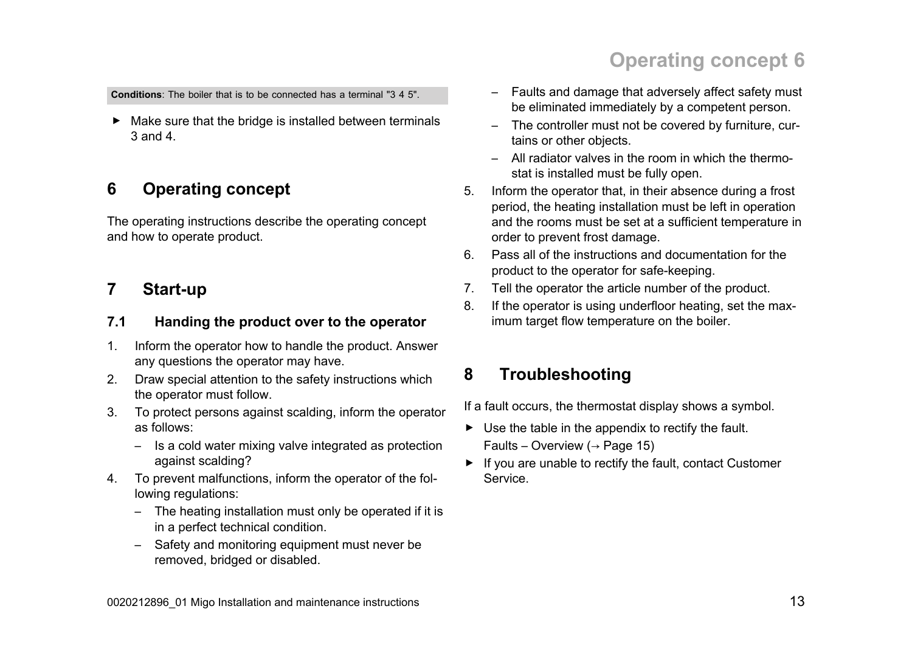**Conditions**: The boiler that is to be connected has a terminal "3 4 5".

- Make sure that the bridge is installed between terminals 3 and 4.

# 6 Operating concept

The operating instructions describe the operating concept and how to operate product.

# 7 Start-up

## 7.1 Handing the product over to the operator

1. Inform the operator how to handle the product. Answer any questions the operator may have.
2. Draw special attention to the safety instructions which the operator must follow.
3. To protect persons against scalding, inform the operator as follows:
   - Is a cold water mixing valve integrated as protection against scalding?
4. To prevent malfunctions, inform the operator of the following regulations:
   - The heating installation must only be operated if it is in a perfect technical condition.
   - Safety and monitoring equipment must never be removed, bridged or disabled.
   - Faults and damage that adversely affect safety must be eliminated immediately by a competent person.
   - The controller must not be covered by furniture, curtains or other objects.
   - All radiator valves in the room in which the thermostat is installed must be fully open.
5. Inform the operator that, in their absence during a frost period, the heating installation must be left in operation and the rooms must be set at a sufficient temperature in order to prevent frost damage.
6. Pass all of the instructions and documentation for the product to the operator for safe-keeping.
7. Tell the operator the article number of the product.
8. If the operator is using underfloor heating, set the maximum target flow temperature on the boiler.

# 8 Troubleshooting

If a fault occurs, the thermostat display shows a symbol.

- Use the table in the appendix to rectify the fault.
  Faults – Overview (→ Page 15)
- If you are unable to rectify the fault, contact Customer Service.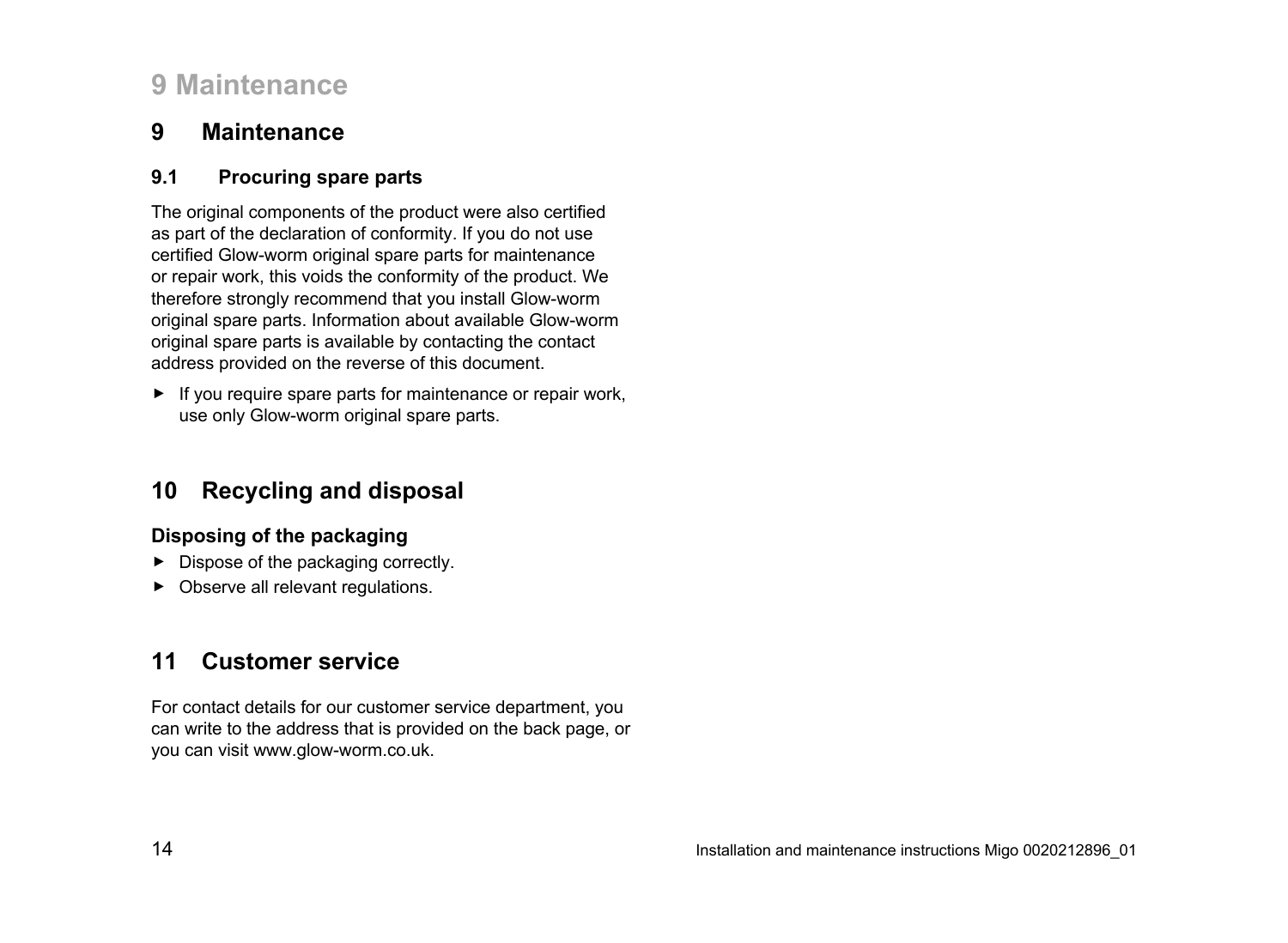# 9 Maintenance

## 9.1 Procuring spare parts

The original components of the product were also certified as part of the declaration of conformity. If you do not use certified Glow-worm original spare parts for maintenance or repair work, this voids the conformity of the product. We therefore strongly recommend that you install Glow-worm original spare parts. Information about available Glow-worm original spare parts is available by contacting the contact address provided on the reverse of this document.

- If you require spare parts for maintenance or repair work, use only Glow-worm original spare parts.

# 10 Recycling and disposal

### Disposing of the packaging

- Dispose of the packaging correctly.
- Observe all relevant regulations.

# 11 Customer service

For contact details for our customer service department, you can write to the address that is provided on the back page, or you can visit www.glow-worm.co.uk.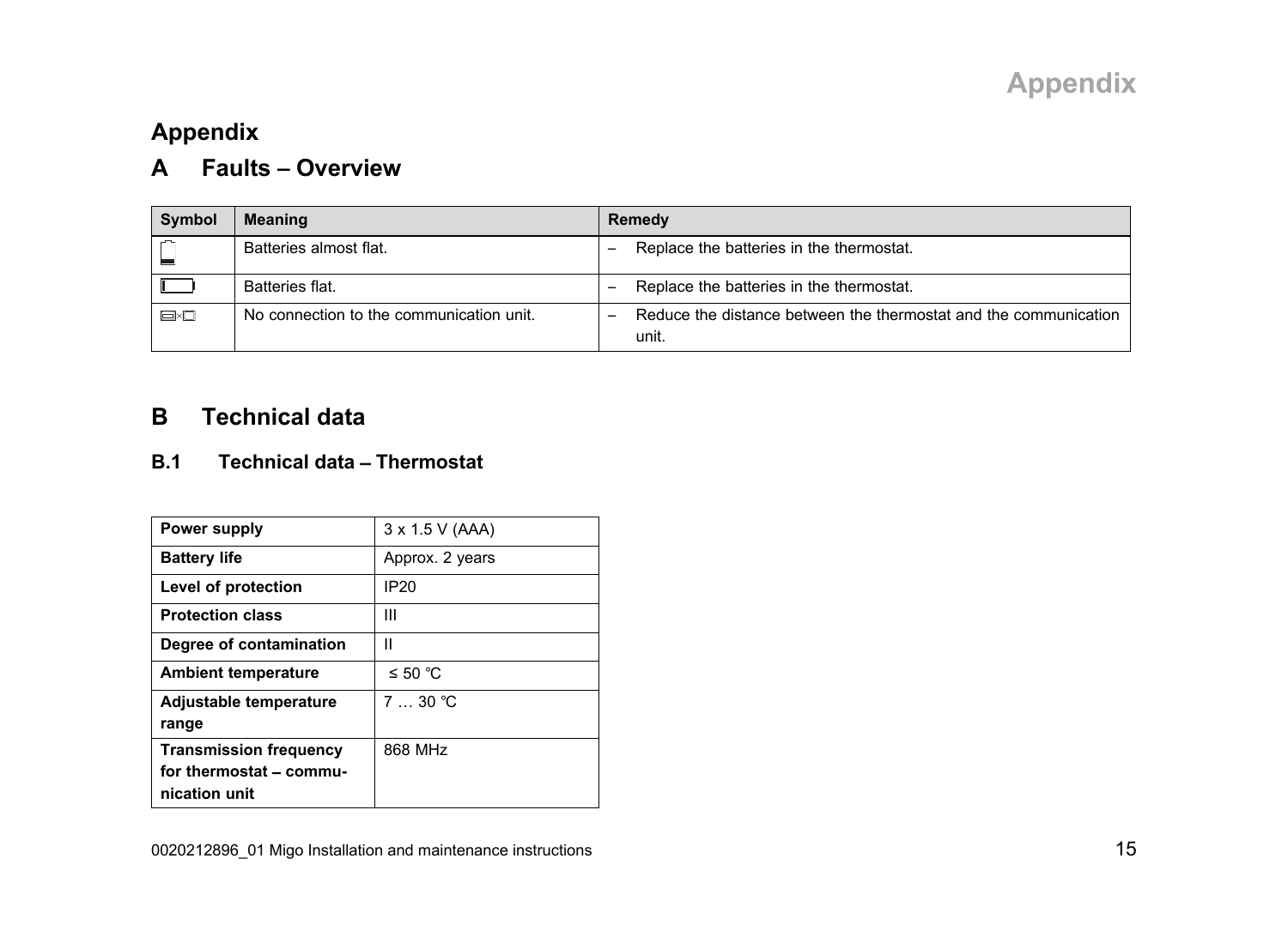# Appendix

## A Faults – Overview

| Symbol | Meaning | Remedy |
| --- | --- | --- |
| | Batteries almost flat. | – Replace the batteries in the thermostat. |
| | Batteries flat. | – Replace the batteries in the thermostat. |
| | No connection to the communication unit. | – Reduce the distance between the thermostat and the communication unit. |

## B Technical data

### B.1 Technical data – Thermostat

| | |
| --- | --- |
| **Power supply** | 3 x 1.5 V (AAA) |
| **Battery life** | Approx. 2 years |
| **Level of protection** | IP20 |
| **Protection class** | III |
| **Degree of contamination** | II |
| **Ambient temperature** | ≤ 50 ℃ |
| **Adjustable temperature range** | 7 … 30 ℃ |
| **Transmission frequency for thermostat – communication unit** | 868 MHz |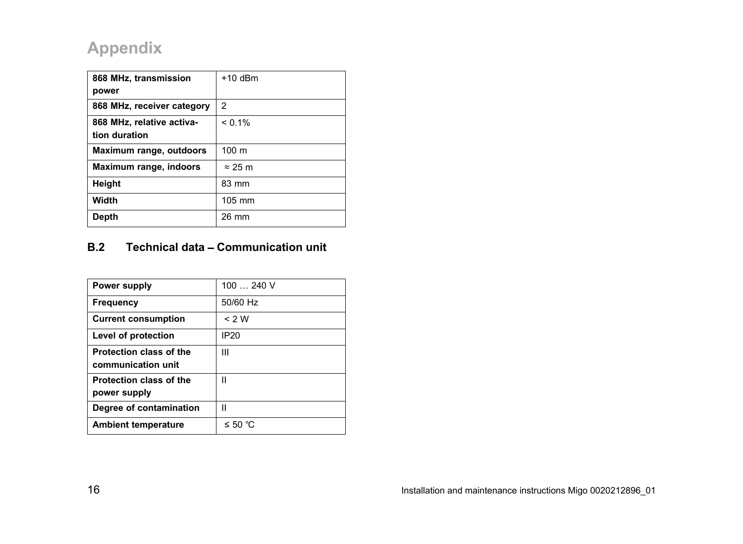# Appendix

| 868 MHz, transmission power | +10 dBm |
|---|---|
| 868 MHz, receiver category | 2 |
| 868 MHz, relative activation duration | < 0.1% |
| Maximum range, outdoors | 100 m |
| Maximum range, indoors | ≈ 25 m |
| Height | 83 mm |
| Width | 105 mm |
| Depth | 26 mm |

## B.2 Technical data – Communication unit

| Power supply | 100 … 240 V |
|---|---|
| Frequency | 50/60 Hz |
| Current consumption | < 2 W |
| Level of protection | IP20 |
| Protection class of the communication unit | III |
| Protection class of the power supply | II |
| Degree of contamination | II |
| Ambient temperature | ≤ 50 ℃ |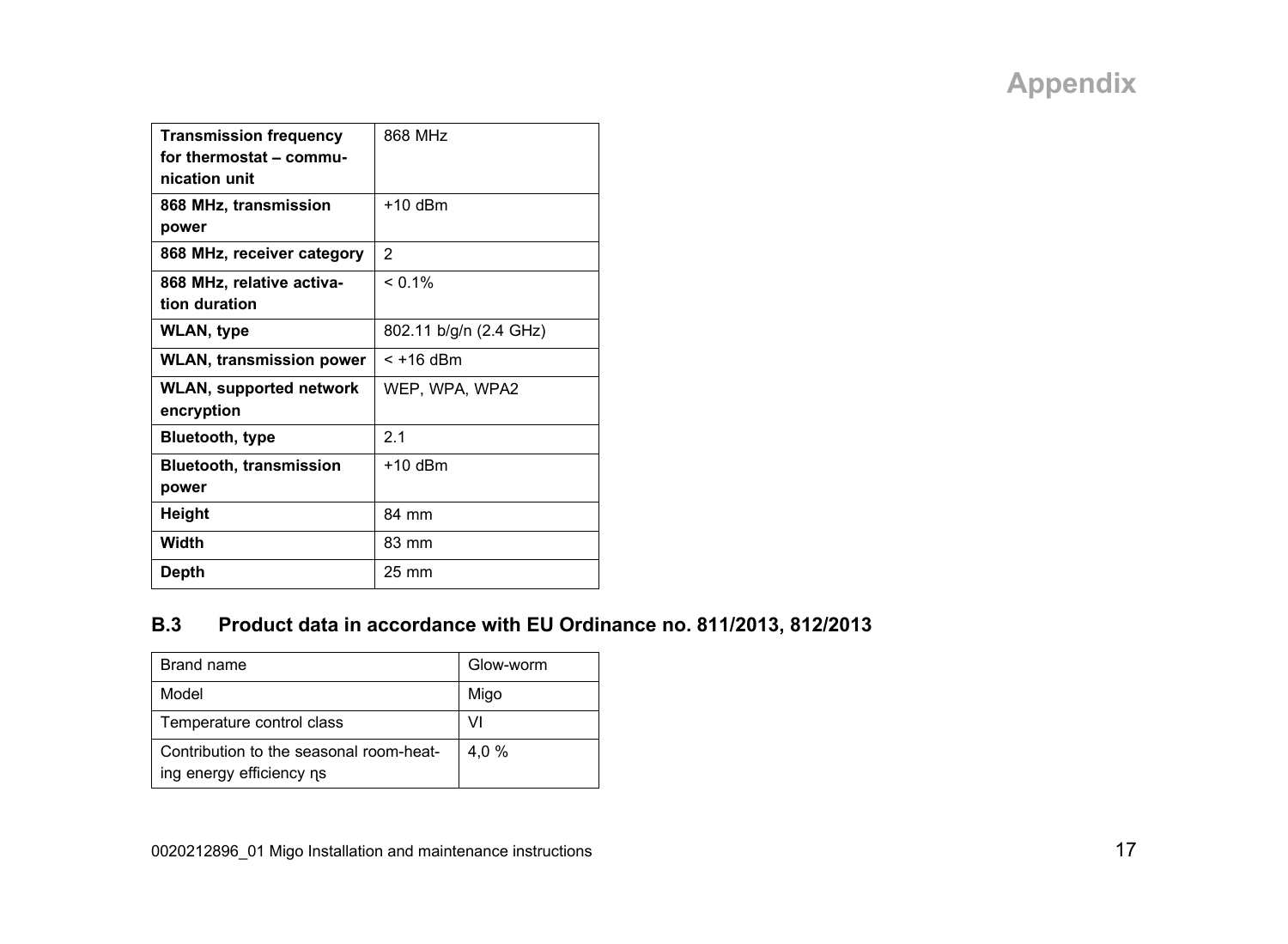| **Transmission frequency for thermostat – communication unit** | 868 MHz |
| --- | --- |
| **868 MHz, transmission power** | +10 dBm |
| **868 MHz, receiver category** | 2 |
| **868 MHz, relative activation duration** | < 0.1% |
| **WLAN, type** | 802.11 b/g/n (2.4 GHz) |
| **WLAN, transmission power** | < +16 dBm |
| **WLAN, supported network encryption** | WEP, WPA, WPA2 |
| **Bluetooth, type** | 2.1 |
| **Bluetooth, transmission power** | +10 dBm |
| **Height** | 84 mm |
| **Width** | 83 mm |
| **Depth** | 25 mm |

## B.3 Product data in accordance with EU Ordinance no. 811/2013, 812/2013

| Brand name | Glow-worm |
| --- | --- |
| Model | Migo |
| Temperature control class | VI |
| Contribution to the seasonal room-heating energy efficiency $\eta s$ | 4,0 % |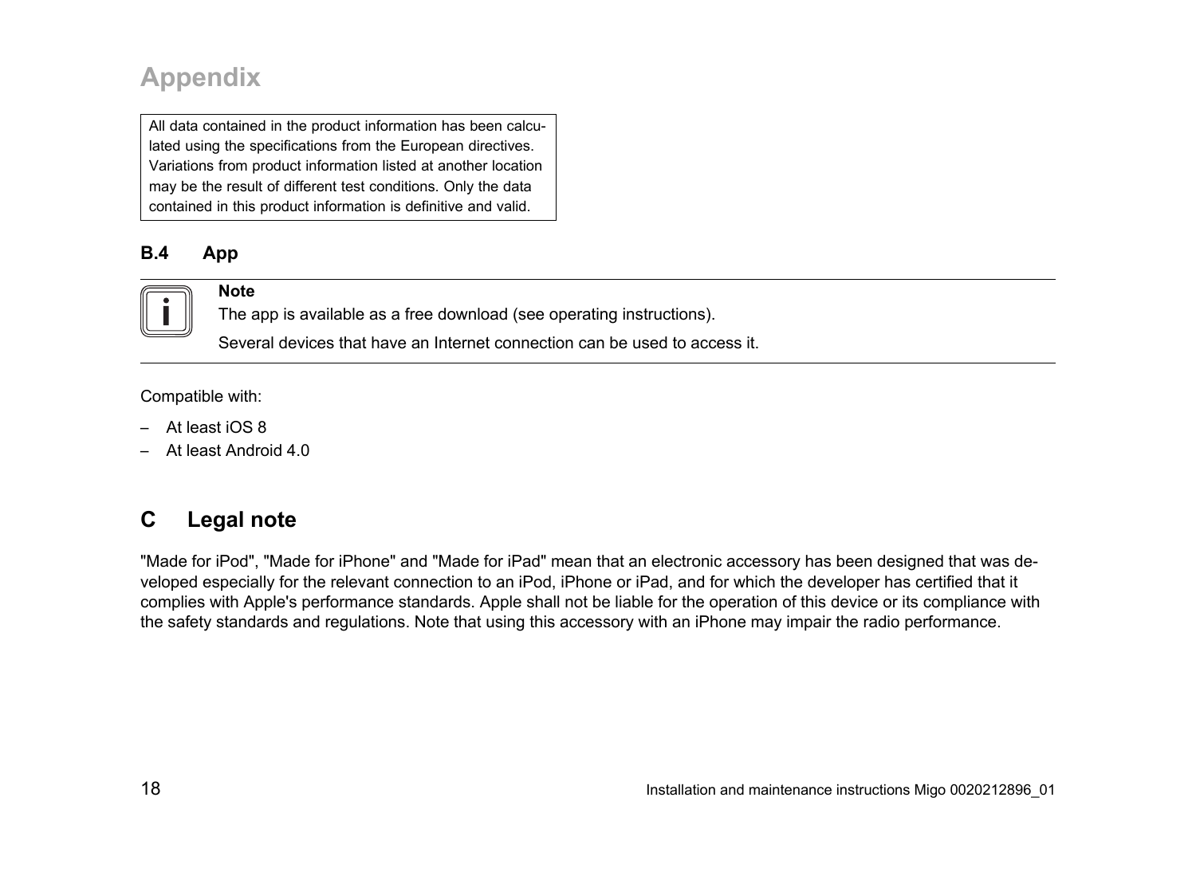# Appendix

All data contained in the product information has been calculated using the specifications from the European directives. Variations from product information listed at another location may be the result of different test conditions. Only the data contained in this product information is definitive and valid.

### B.4 App

> **Note**
>
> The app is available as a free download (see operating instructions).
>
> Several devices that have an Internet connection can be used to access it.

Compatible with:

- At least iOS 8
- At least Android 4.0

## C Legal note

"Made for iPod", "Made for iPhone" and "Made for iPad" mean that an electronic accessory has been designed that was developed especially for the relevant connection to an iPod, iPhone or iPad, and for which the developer has certified that it complies with Apple's performance standards. Apple shall not be liable for the operation of this device or its compliance with the safety standards and regulations. Note that using this accessory with an iPhone may impair the radio performance.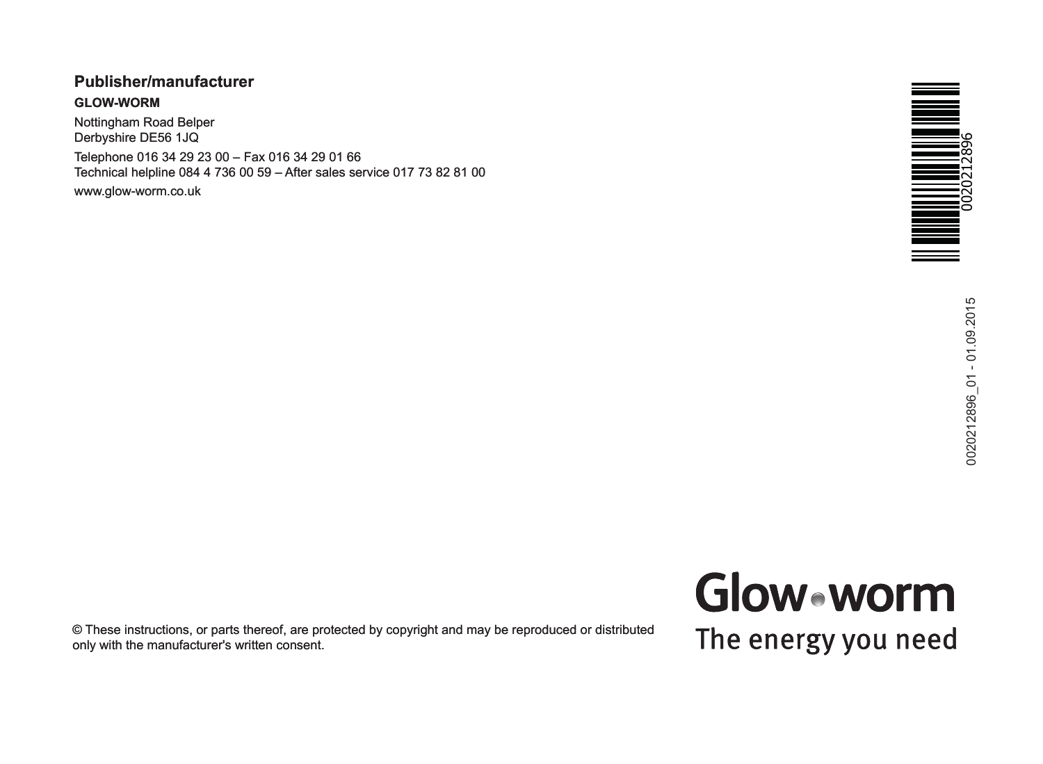**Publisher/manufacturer**

**GLOW-WORM**

Nottingham Road Belper
Derbyshire DE56 1JQ

Telephone 016 34 29 23 00 – Fax 016 34 29 01 66
Technical helpline 084 4 736 00 59 – After sales service 017 73 82 81 00

www.glow-worm.co.uk

0020212896

0020212896_01 - 01.09.2015

© These instructions, or parts thereof, are protected by copyright and may be reproduced or distributed only with the manufacturer's written consent.

Glow-worm
The energy you need